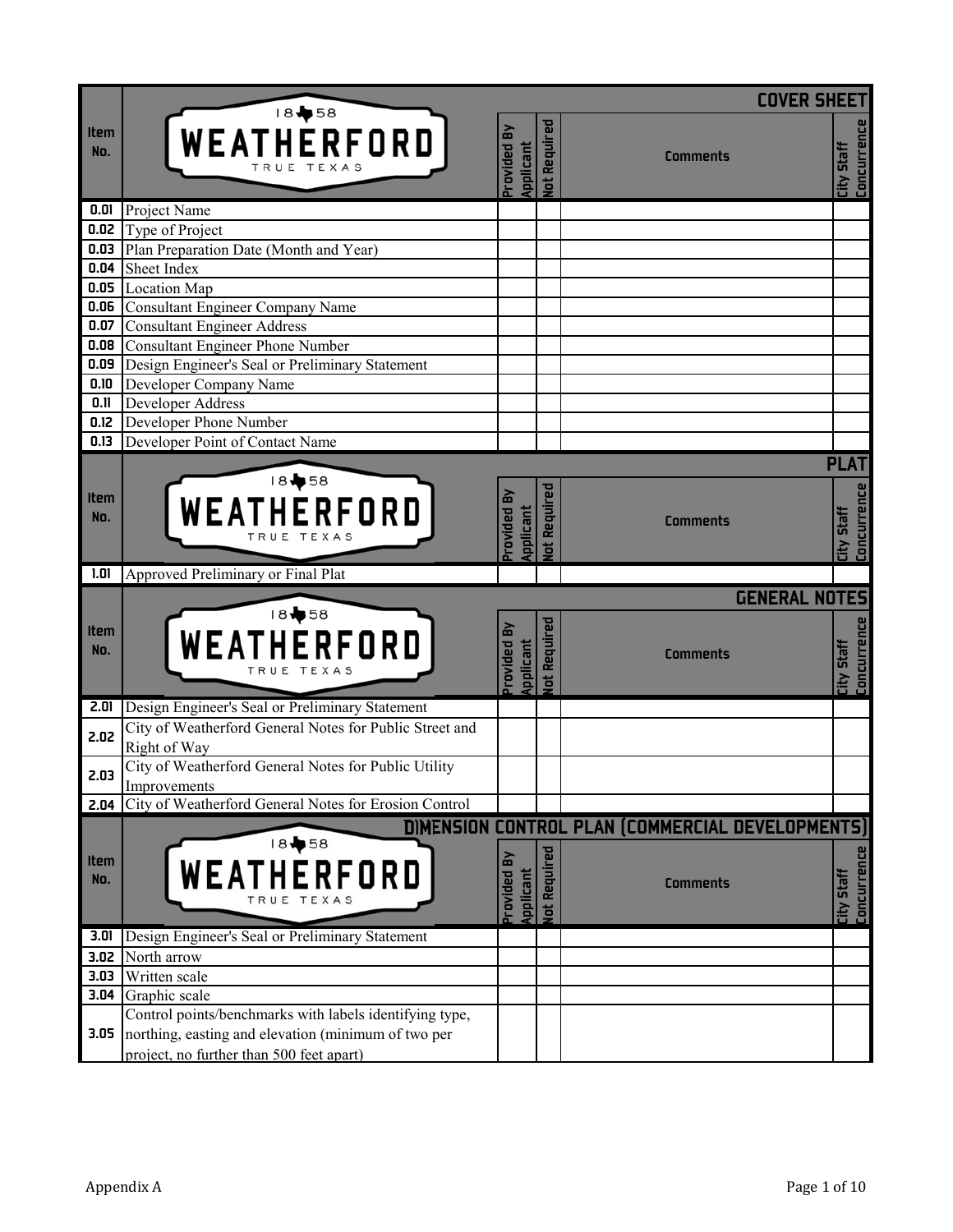## COVER SHEET

| Item No. | WEATHERFORD 1858 TRUE TEXAS | Provided By Applicant | Not Required | Comments | City Staff Concurrence |
|---|---|---|---|---|---|
| 0.01 | Project Name | | | | |
| 0.02 | Type of Project | | | | |
| 0.03 | Plan Preparation Date (Month and Year) | | | | |
| 0.04 | Sheet Index | | | | |
| 0.05 | Location Map | | | | |
| 0.06 | Consultant Engineer Company Name | | | | |
| 0.07 | Consultant Engineer Address | | | | |
| 0.08 | Consultant Engineer Phone Number | | | | |
| 0.09 | Design Engineer's Seal or Preliminary Statement | | | | |
| 0.10 | Developer Company Name | | | | |
| 0.11 | Developer Address | | | | |
| 0.12 | Developer Phone Number | | | | |
| 0.13 | Developer Point of Contact Name | | | | |

## PLAT

| Item No. | WEATHERFORD 1858 TRUE TEXAS | Provided By Applicant | Not Required | Comments | City Staff Concurrence |
|---|---|---|---|---|---|
| 1.01 | Approved Preliminary or Final Plat | | | | |

## GENERAL NOTES

| Item No. | WEATHERFORD 1858 TRUE TEXAS | Provided By Applicant | Not Required | Comments | City Staff Concurrence |
|---|---|---|---|---|---|
| 2.01 | Design Engineer's Seal or Preliminary Statement | | | | |
| 2.02 | City of Weatherford General Notes for Public Street and Right of Way | | | | |
| 2.03 | City of Weatherford General Notes for Public Utility Improvements | | | | |
| 2.04 | City of Weatherford General Notes for Erosion Control | | | | |

## DIMENSION CONTROL PLAN (COMMERCIAL DEVELOPMENTS)

| Item No. | WEATHERFORD 1858 TRUE TEXAS | Provided By Applicant | Not Required | Comments | City Staff Concurrence |
|---|---|---|---|---|---|
| 3.01 | Design Engineer's Seal or Preliminary Statement | | | | |
| 3.02 | North arrow | | | | |
| 3.03 | Written scale | | | | |
| 3.04 | Graphic scale | | | | |
| 3.05 | Control points/benchmarks with labels identifying type, northing, easting and elevation (minimum of two per project, no further than 500 feet apart) | | | | |

Appendix A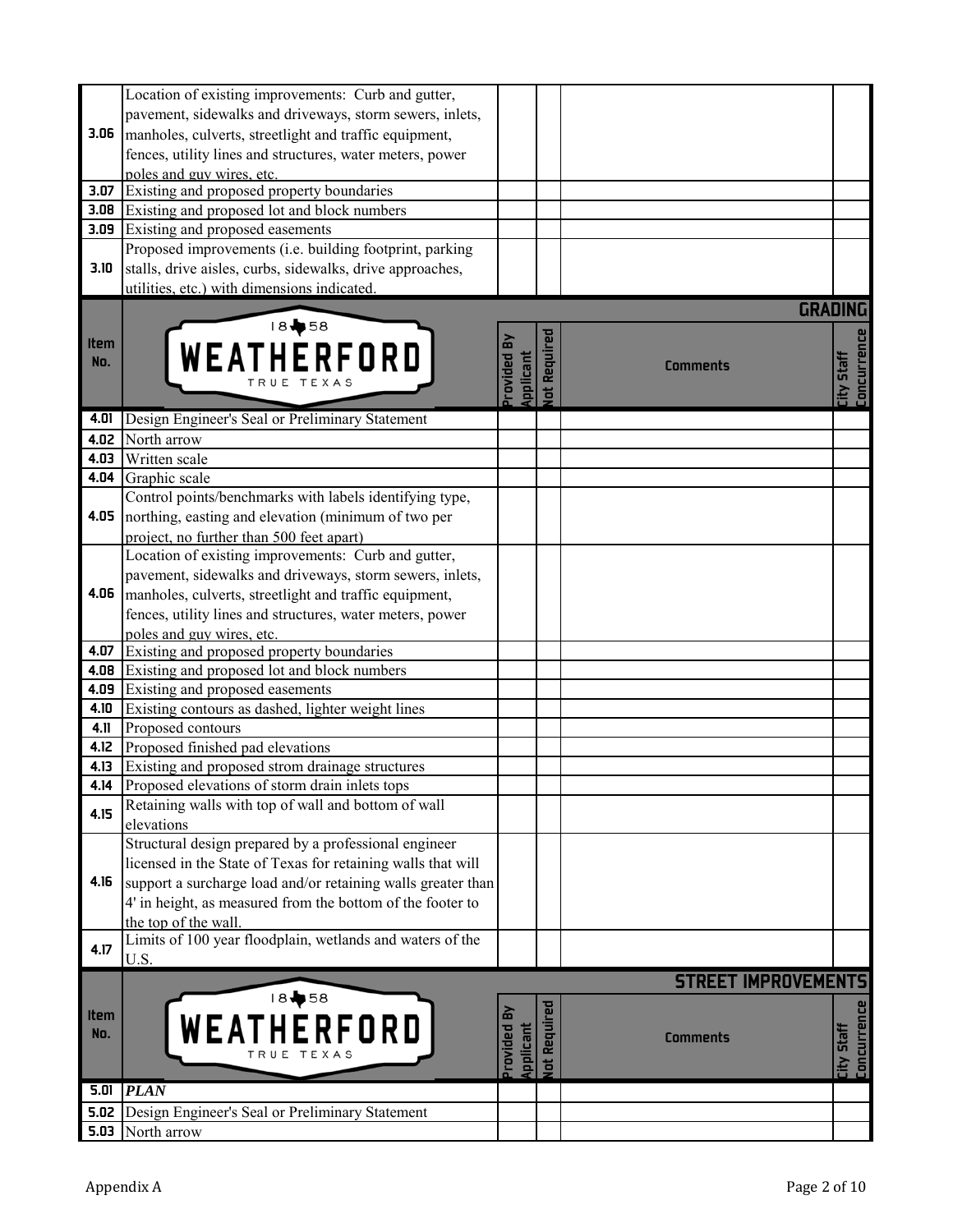| Item No. | Description | Provided By Applicant | Not Required | Comments | City Staff Concurrence |
|---|---|---|---|---|---|
| 3.06 | Location of existing improvements: Curb and gutter, pavement, sidewalks and driveways, storm sewers, inlets, manholes, culverts, streetlight and traffic equipment, fences, utility lines and structures, water meters, power poles and guy wires, etc. | | | | |
| 3.07 | Existing and proposed property boundaries | | | | |
| 3.08 | Existing and proposed lot and block numbers | | | | |
| 3.09 | Existing and proposed easements | | | | |
| 3.10 | Proposed improvements (i.e. building footprint, parking stalls, drive aisles, curbs, sidewalks, drive approaches, utilities, etc.) with dimensions indicated. | | | | |

## GRADING

| Item No. | 1858 WEATHERFORD TRUE TEXAS | Provided By Applicant | Not Required | Comments | City Staff Concurrence |
|---|---|---|---|---|---|
| 4.01 | Design Engineer's Seal or Preliminary Statement | | | | |
| 4.02 | North arrow | | | | |
| 4.03 | Written scale | | | | |
| 4.04 | Graphic scale | | | | |
| 4.05 | Control points/benchmarks with labels identifying type, northing, easting and elevation (minimum of two per project, no further than 500 feet apart) | | | | |
| 4.06 | Location of existing improvements: Curb and gutter, pavement, sidewalks and driveways, storm sewers, inlets, manholes, culverts, streetlight and traffic equipment, fences, utility lines and structures, water meters, power poles and guy wires, etc. | | | | |
| 4.07 | Existing and proposed property boundaries | | | | |
| 4.08 | Existing and proposed lot and block numbers | | | | |
| 4.09 | Existing and proposed easements | | | | |
| 4.10 | Existing contours as dashed, lighter weight lines | | | | |
| 4.11 | Proposed contours | | | | |
| 4.12 | Proposed finished pad elevations | | | | |
| 4.13 | Existing and proposed strom drainage structures | | | | |
| 4.14 | Proposed elevations of storm drain inlets tops | | | | |
| 4.15 | Retaining walls with top of wall and bottom of wall elevations | | | | |
| 4.16 | Structural design prepared by a professional engineer licensed in the State of Texas for retaining walls that will support a surcharge load and/or retaining walls greater than 4' in height, as measured from the bottom of the footer to the top of the wall. | | | | |
| 4.17 | Limits of 100 year floodplain, wetlands and waters of the U.S. | | | | |

## STREET IMPROVEMENTS

| Item No. | 1858 WEATHERFORD TRUE TEXAS | Provided By Applicant | Not Required | Comments | City Staff Concurrence |
|---|---|---|---|---|---|
| 5.01 | ***PLAN*** | | | | |
| 5.02 | Design Engineer's Seal or Preliminary Statement | | | | |
| 5.03 | North arrow | | | | |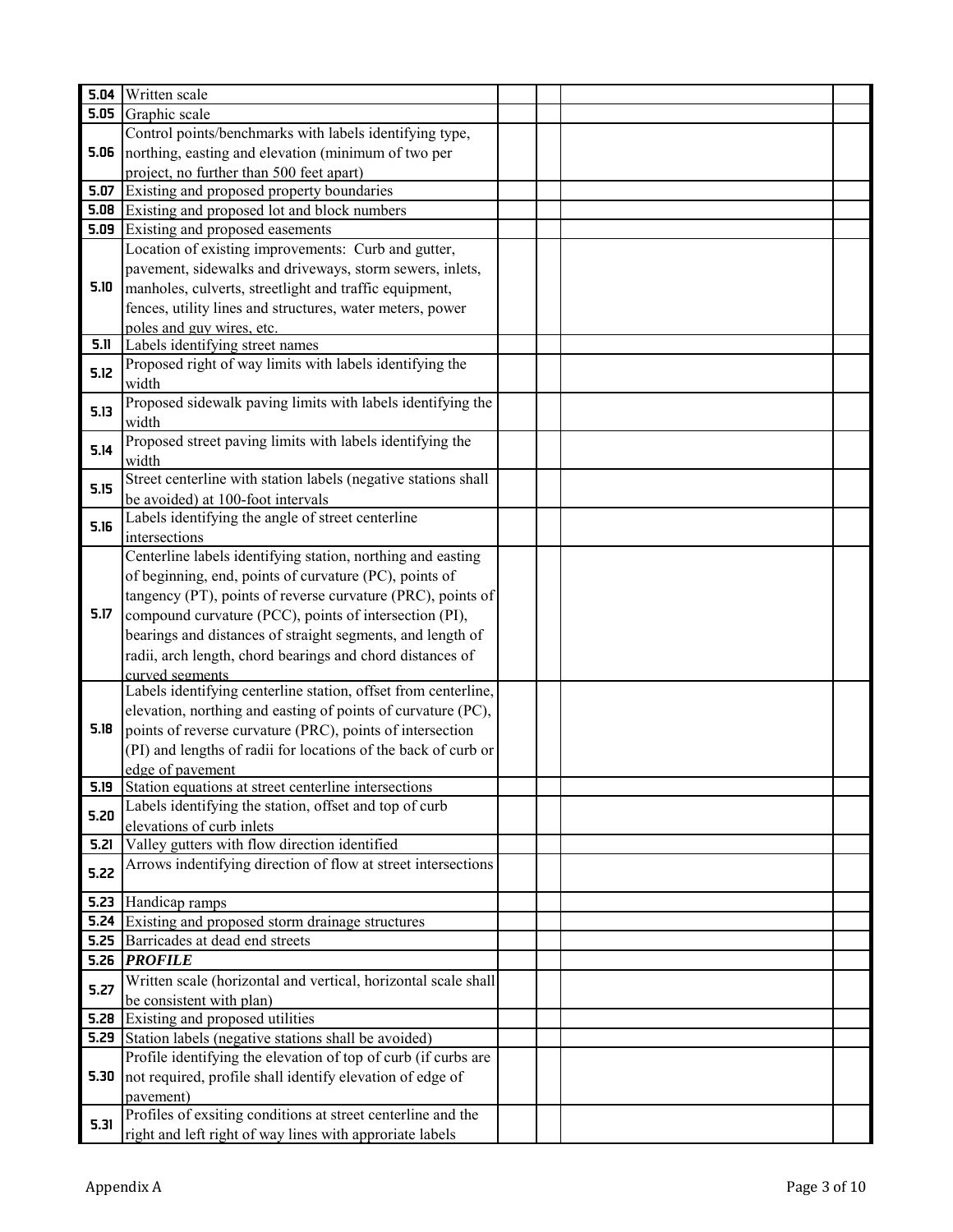| | | | | | |
|---|---|---|---|---|---|
| 5.04 | Written scale | | | | |
| 5.05 | Graphic scale | | | | |
| 5.06 | Control points/benchmarks with labels identifying type, northing, easting and elevation (minimum of two per project, no further than 500 feet apart) | | | | |
| 5.07 | Existing and proposed property boundaries | | | | |
| 5.08 | Existing and proposed lot and block numbers | | | | |
| 5.09 | Existing and proposed easements | | | | |
| 5.10 | Location of existing improvements: Curb and gutter, pavement, sidewalks and driveways, storm sewers, inlets, manholes, culverts, streetlight and traffic equipment, fences, utility lines and structures, water meters, power poles and guy wires, etc. | | | | |
| 5.11 | Labels identifying street names | | | | |
| 5.12 | Proposed right of way limits with labels identifying the width | | | | |
| 5.13 | Proposed sidewalk paving limits with labels identifying the width | | | | |
| 5.14 | Proposed street paving limits with labels identifying the width | | | | |
| 5.15 | Street centerline with station labels (negative stations shall be avoided) at 100-foot intervals | | | | |
| 5.16 | Labels identifying the angle of street centerline intersections | | | | |
| 5.17 | Centerline labels identifying station, northing and easting of beginning, end, points of curvature (PC), points of tangency (PT), points of reverse curvature (PRC), points of compound curvature (PCC), points of intersection (PI), bearings and distances of straight segments, and length of radii, arch length, chord bearings and chord distances of curved segments | | | | |
| 5.18 | Labels identifying centerline station, offset from centerline, elevation, northing and easting of points of curvature (PC), points of reverse curvature (PRC), points of intersection (PI) and lengths of radii for locations of the back of curb or edge of pavement | | | | |
| 5.19 | Station equations at street centerline intersections | | | | |
| 5.20 | Labels identifying the station, offset and top of curb elevations of curb inlets | | | | |
| 5.21 | Valley gutters with flow direction identified | | | | |
| 5.22 | Arrows indentifying direction of flow at street intersections | | | | |
| 5.23 | Handicap ramps | | | | |
| 5.24 | Existing and proposed storm drainage structures | | | | |
| 5.25 | Barricades at dead end streets | | | | |
| 5.26 | ***PROFILE*** | | | | |
| 5.27 | Written scale (horizontal and vertical, horizontal scale shall be consistent with plan) | | | | |
| 5.28 | Existing and proposed utilities | | | | |
| 5.29 | Station labels (negative stations shall be avoided) | | | | |
| 5.30 | Profile identifying the elevation of top of curb (if curbs are not required, profile shall identify elevation of edge of pavement) | | | | |
| 5.31 | Profiles of exsiting conditions at street centerline and the right and left right of way lines with approriate labels | | | | |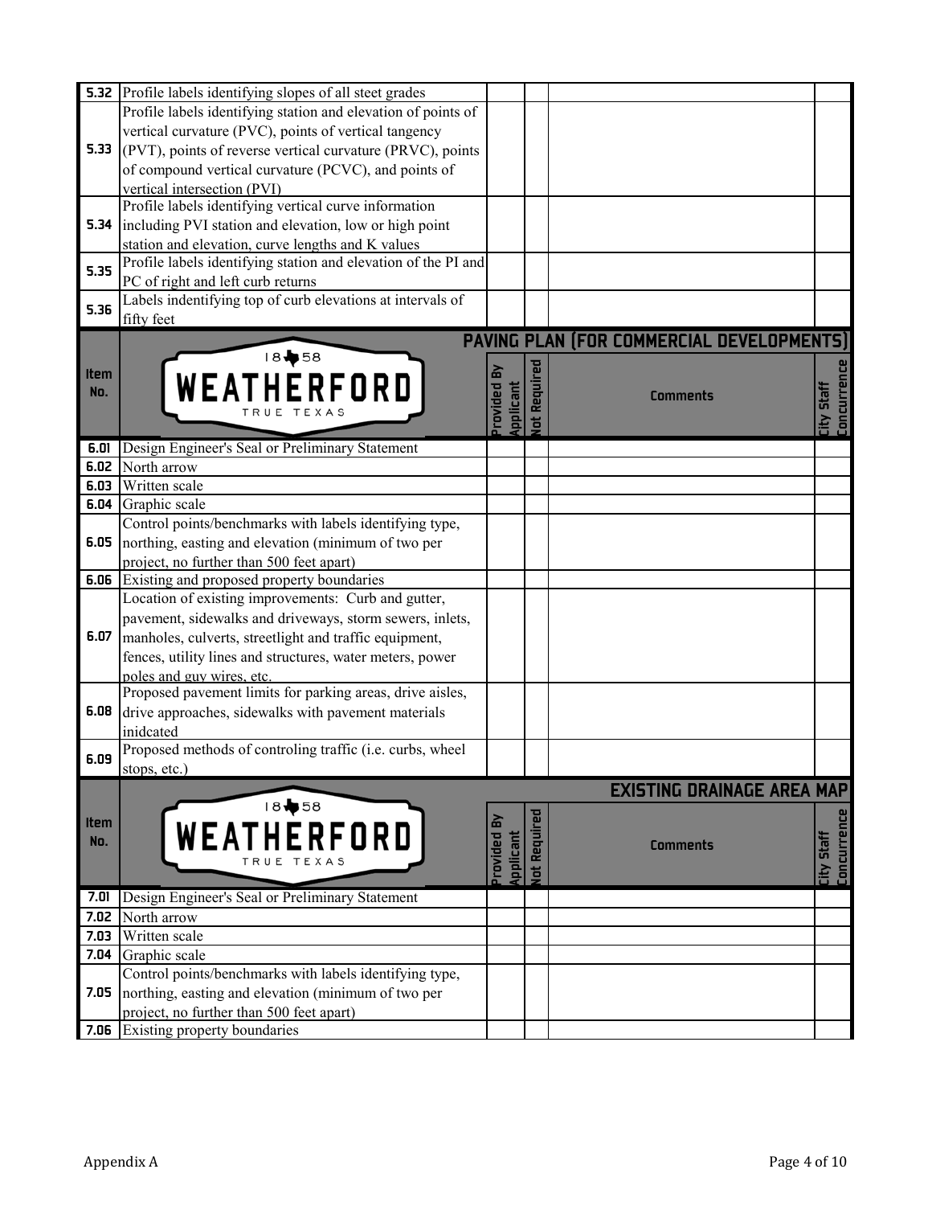| | | | | | |
|---|---|---|---|---|---|
| 5.32 | Profile labels identifying slopes of all steet grades | | | | |
| 5.33 | Profile labels identifying station and elevation of points of vertical curvature (PVC), points of vertical tangency (PVT), points of reverse vertical curvature (PRVC), points of compound vertical curvature (PCVC), and points of vertical intersection (PVI) | | | | |
| 5.34 | Profile labels identifying vertical curve information including PVI station and elevation, low or high point station and elevation, curve lengths and K values | | | | |
| 5.35 | Profile labels identifying station and elevation of the PI and PC of right and left curb returns | | | | |
| 5.36 | Labels indentifying top of curb elevations at intervals of fifty feet | | | | |

## PAVING PLAN (FOR COMMERCIAL DEVELOPMENTS)

WEATHERFORD 1858 TRUE TEXAS

| Item No. | | Provided By Applicant | Not Required | Comments | City Staff Concurrence |
|---|---|---|---|---|---|
| 6.01 | Design Engineer's Seal or Preliminary Statement | | | | |
| 6.02 | North arrow | | | | |
| 6.03 | Written scale | | | | |
| 6.04 | Graphic scale | | | | |
| 6.05 | Control points/benchmarks with labels identifying type, northing, easting and elevation (minimum of two per project, no further than 500 feet apart) | | | | |
| 6.06 | Existing and proposed property boundaries | | | | |
| 6.07 | Location of existing improvements: Curb and gutter, pavement, sidewalks and driveways, storm sewers, inlets, manholes, culverts, streetlight and traffic equipment, fences, utility lines and structures, water meters, power poles and guy wires, etc. | | | | |
| 6.08 | Proposed pavement limits for parking areas, drive aisles, drive approaches, sidewalks with pavement materials inidcated | | | | |
| 6.09 | Proposed methods of controling traffic (i.e. curbs, wheel stops, etc.) | | | | |

## EXISTING DRAINAGE AREA MAP

WEATHERFORD 1858 TRUE TEXAS

| Item No. | | Provided By Applicant | Not Required | Comments | City Staff Concurrence |
|---|---|---|---|---|---|
| 7.01 | Design Engineer's Seal or Preliminary Statement | | | | |
| 7.02 | North arrow | | | | |
| 7.03 | Written scale | | | | |
| 7.04 | Graphic scale | | | | |
| 7.05 | Control points/benchmarks with labels identifying type, northing, easting and elevation (minimum of two per project, no further than 500 feet apart) | | | | |
| 7.06 | Existing property boundaries | | | | |

Appendix A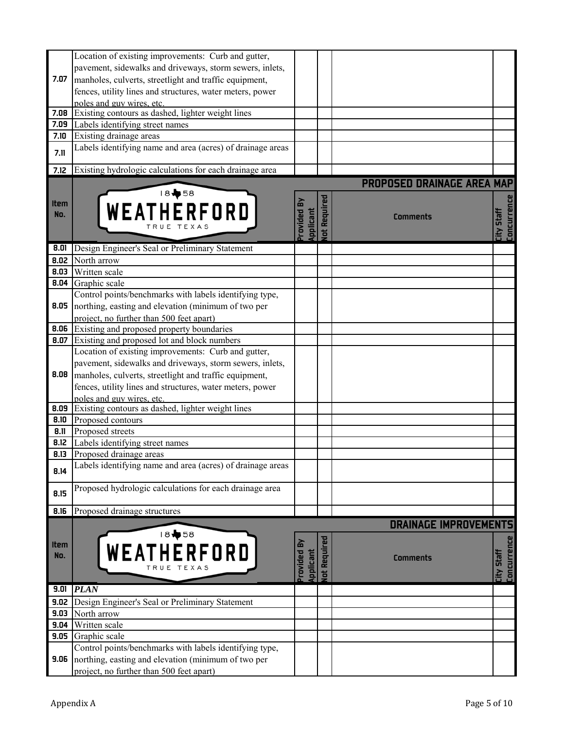| Item No. | | Provided By Applicant | Not Required | Comments | City Staff Concurrence |
|---|---|---|---|---|---|
| 7.07 | Location of existing improvements: Curb and gutter, pavement, sidewalks and driveways, storm sewers, inlets, manholes, culverts, streetlight and traffic equipment, fences, utility lines and structures, water meters, power poles and guy wires, etc. | | | | |
| 7.08 | Existing contours as dashed, lighter weight lines | | | | |
| 7.09 | Labels identifying street names | | | | |
| 7.10 | Existing drainage areas | | | | |
| 7.11 | Labels identifying name and area (acres) of drainage areas | | | | |
| 7.12 | Existing hydrologic calculations for each drainage area | | | | |

## PROPOSED DRAINAGE AREA MAP

| Item No. | 1858 WEATHERFORD TRUE TEXAS | Provided By Applicant | Not Required | Comments | City Staff Concurrence |
|---|---|---|---|---|---|
| 8.01 | Design Engineer's Seal or Preliminary Statement | | | | |
| 8.02 | North arrow | | | | |
| 8.03 | Written scale | | | | |
| 8.04 | Graphic scale | | | | |
| 8.05 | Control points/benchmarks with labels identifying type, northing, easting and elevation (minimum of two per project, no further than 500 feet apart) | | | | |
| 8.06 | Existing and proposed property boundaries | | | | |
| 8.07 | Existing and proposed lot and block numbers | | | | |
| 8.08 | Location of existing improvements: Curb and gutter, pavement, sidewalks and driveways, storm sewers, inlets, manholes, culverts, streetlight and traffic equipment, fences, utility lines and structures, water meters, power poles and guy wires, etc. | | | | |
| 8.09 | Existing contours as dashed, lighter weight lines | | | | |
| 8.10 | Proposed contours | | | | |
| 8.11 | Proposed streets | | | | |
| 8.12 | Labels identifying street names | | | | |
| 8.13 | Proposed drainage areas | | | | |
| 8.14 | Labels identifying name and area (acres) of drainage areas | | | | |
| 8.15 | Proposed hydrologic calculations for each drainage area | | | | |
| 8.16 | Proposed drainage structures | | | | |

## DRAINAGE IMPROVEMENTS

| Item No. | 1858 WEATHERFORD TRUE TEXAS | Provided By Applicant | Not Required | Comments | City Staff Concurrence |
|---|---|---|---|---|---|
| 9.01 | ***PLAN*** | | | | |
| 9.02 | Design Engineer's Seal or Preliminary Statement | | | | |
| 9.03 | North arrow | | | | |
| 9.04 | Written scale | | | | |
| 9.05 | Graphic scale | | | | |
| 9.06 | Control points/benchmarks with labels identifying type, northing, easting and elevation (minimum of two per project, no further than 500 feet apart) | | | | |

Appendix A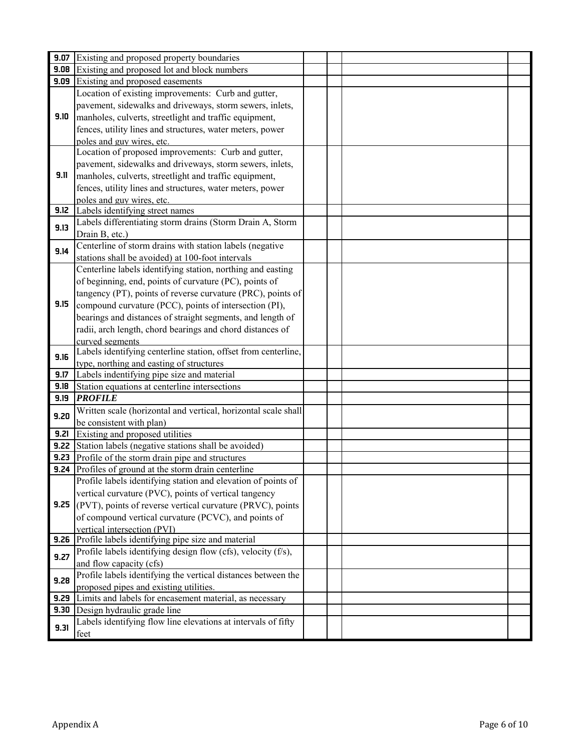| | | | | | |
|---|---|---|---|---|---|
| 9.07 | Existing and proposed property boundaries | | | | |
| 9.08 | Existing and proposed lot and block numbers | | | | |
| 9.09 | Existing and proposed easements | | | | |
| 9.10 | Location of existing improvements: Curb and gutter, pavement, sidewalks and driveways, storm sewers, inlets, manholes, culverts, streetlight and traffic equipment, fences, utility lines and structures, water meters, power poles and guy wires, etc. | | | | |
| 9.11 | Location of proposed improvements: Curb and gutter, pavement, sidewalks and driveways, storm sewers, inlets, manholes, culverts, streetlight and traffic equipment, fences, utility lines and structures, water meters, power poles and guy wires, etc. | | | | |
| 9.12 | Labels identifying street names | | | | |
| 9.13 | Labels differentiating storm drains (Storm Drain A, Storm Drain B, etc.) | | | | |
| 9.14 | Centerline of storm drains with station labels (negative stations shall be avoided) at 100-foot intervals | | | | |
| 9.15 | Centerline labels identifying station, northing and easting of beginning, end, points of curvature (PC), points of tangency (PT), points of reverse curvature (PRC), points of compound curvature (PCC), points of intersection (PI), bearings and distances of straight segments, and length of radii, arch length, chord bearings and chord distances of curved segments | | | | |
| 9.16 | Labels identifying centerline station, offset from centerline, type, northing and easting of structures | | | | |
| 9.17 | Labels indentifying pipe size and material | | | | |
| 9.18 | Station equations at centerline intersections | | | | |
| 9.19 | ***PROFILE*** | | | | |
| 9.20 | Written scale (horizontal and vertical, horizontal scale shall be consistent with plan) | | | | |
| 9.21 | Existing and proposed utilities | | | | |
| 9.22 | Station labels (negative stations shall be avoided) | | | | |
| 9.23 | Profile of the storm drain pipe and structures | | | | |
| 9.24 | Profiles of ground at the storm drain centerline | | | | |
| 9.25 | Profile labels identifying station and elevation of points of vertical curvature (PVC), points of vertical tangency (PVT), points of reverse vertical curvature (PRVC), points of compound vertical curvature (PCVC), and points of vertical intersection (PVI) | | | | |
| 9.26 | Profile labels identifying pipe size and material | | | | |
| 9.27 | Profile labels identifying design flow (cfs), velocity (f/s), and flow capacity (cfs) | | | | |
| 9.28 | Profile labels identifying the vertical distances between the proposed pipes and existing utilities. | | | | |
| 9.29 | Limits and labels for encasement material, as necessary | | | | |
| 9.30 | Design hydraulic grade line | | | | |
| 9.31 | Labels identifying flow line elevations at intervals of fifty feet | | | | |

Appendix A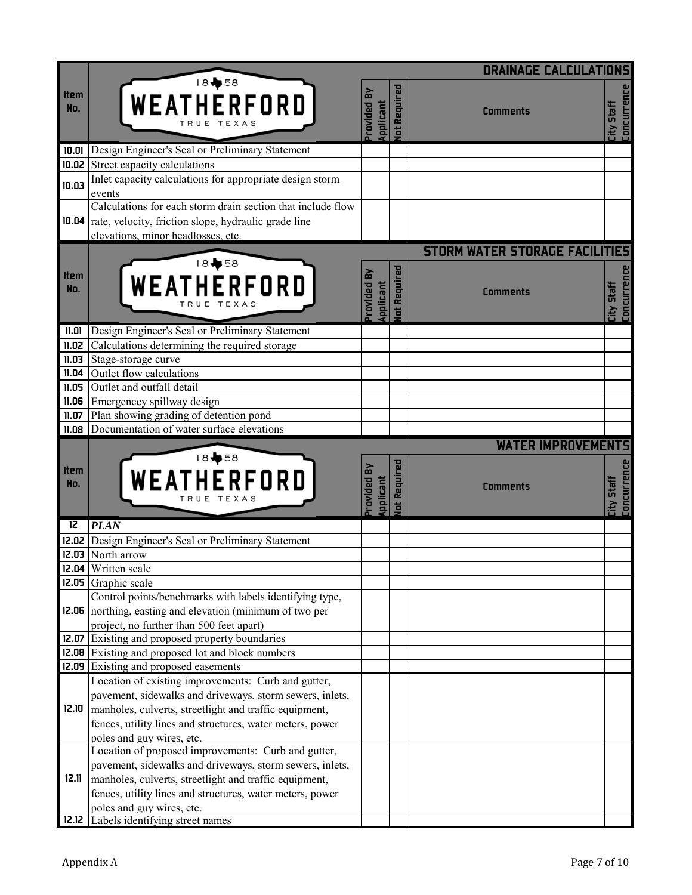## DRAINAGE CALCULATIONS

| Item No. | WEATHERFORD 1858 TRUE TEXAS | Provided By Applicant | Not Required | Comments | City Staff Concurrence |
|---|---|---|---|---|---|
| 10.01 | Design Engineer's Seal or Preliminary Statement | | | | |
| 10.02 | Street capacity calculations | | | | |
| 10.03 | Inlet capacity calculations for appropriate design storm events | | | | |
| 10.04 | Calculations for each storm drain section that include flow rate, velocity, friction slope, hydraulic grade line elevations, minor headlosses, etc. | | | | |

## STORM WATER STORAGE FACILITIES

| Item No. | WEATHERFORD 1858 TRUE TEXAS | Provided By Applicant | Not Required | Comments | City Staff Concurrence |
|---|---|---|---|---|---|
| 11.01 | Design Engineer's Seal or Preliminary Statement | | | | |
| 11.02 | Calculations determining the required storage | | | | |
| 11.03 | Stage-storage curve | | | | |
| 11.04 | Outlet flow calculations | | | | |
| 11.05 | Outlet and outfall detail | | | | |
| 11.06 | Emergencey spillway design | | | | |
| 11.07 | Plan showing grading of detention pond | | | | |
| 11.08 | Documentation of water surface elevations | | | | |

## WATER IMPROVEMENTS

| Item No. | WEATHERFORD 1858 TRUE TEXAS | Provided By Applicant | Not Required | Comments | City Staff Concurrence |
|---|---|---|---|---|---|
| 12 | ***PLAN*** | | | | |
| 12.02 | Design Engineer's Seal or Preliminary Statement | | | | |
| 12.03 | North arrow | | | | |
| 12.04 | Written scale | | | | |
| 12.05 | Graphic scale | | | | |
| 12.06 | Control points/benchmarks with labels identifying type, northing, easting and elevation (minimum of two per project, no further than 500 feet apart) | | | | |
| 12.07 | Existing and proposed property boundaries | | | | |
| 12.08 | Existing and proposed lot and block numbers | | | | |
| 12.09 | Existing and proposed easements | | | | |
| 12.10 | Location of existing improvements: Curb and gutter, pavement, sidewalks and driveways, storm sewers, inlets, manholes, culverts, streetlight and traffic equipment, fences, utility lines and structures, water meters, power poles and guy wires, etc. | | | | |
| 12.11 | Location of proposed improvements: Curb and gutter, pavement, sidewalks and driveways, storm sewers, inlets, manholes, culverts, streetlight and traffic equipment, fences, utility lines and structures, water meters, power poles and guy wires, etc. | | | | |
| 12.12 | Labels identifying street names | | | | |

Appendix A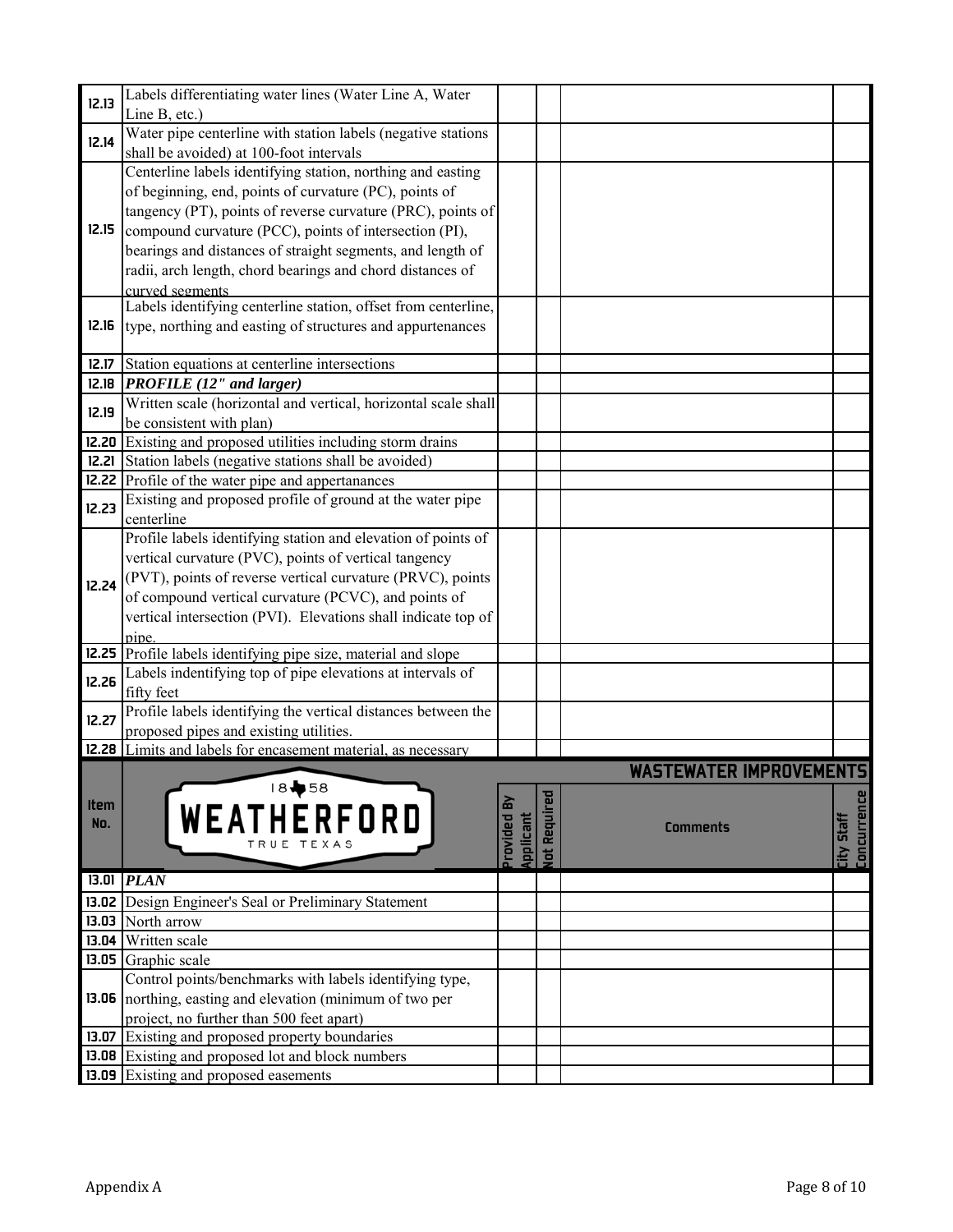| | | | | | |
|---|---|---|---|---|---|
| 12.13 | Labels differentiating water lines (Water Line A, Water Line B, etc.) | | | | |
| 12.14 | Water pipe centerline with station labels (negative stations shall be avoided) at 100-foot intervals | | | | |
| 12.15 | Centerline labels identifying station, northing and easting of beginning, end, points of curvature (PC), points of tangency (PT), points of reverse curvature (PRC), points of compound curvature (PCC), points of intersection (PI), bearings and distances of straight segments, and length of radii, arch length, chord bearings and chord distances of curved segments | | | | |
| 12.16 | Labels identifying centerline station, offset from centerline, type, northing and easting of structures and appurtenances | | | | |
| 12.17 | Station equations at centerline intersections | | | | |
| 12.18 | ***PROFILE (12" and larger)*** | | | | |
| 12.19 | Written scale (horizontal and vertical, horizontal scale shall be consistent with plan) | | | | |
| 12.20 | Existing and proposed utilities including storm drains | | | | |
| 12.21 | Station labels (negative stations shall be avoided) | | | | |
| 12.22 | Profile of the water pipe and appertanances | | | | |
| 12.23 | Existing and proposed profile of ground at the water pipe centerline | | | | |
| 12.24 | Profile labels identifying station and elevation of points of vertical curvature (PVC), points of vertical tangency (PVT), points of reverse vertical curvature (PRVC), points of compound vertical curvature (PCVC), and points of vertical intersection (PVI). Elevations shall indicate top of pipe. | | | | |
| 12.25 | Profile labels identifying pipe size, material and slope | | | | |
| 12.26 | Labels indentifying top of pipe elevations at intervals of fifty feet | | | | |
| 12.27 | Profile labels identifying the vertical distances between the proposed pipes and existing utilities. | | | | |
| 12.28 | Limits and labels for encasement material, as necessary | | | | |

## WASTEWATER IMPROVEMENTS

| Item No. | WEATHERFORD 1858 TRUE TEXAS | Provided By Applicant | Not Required | Comments | City Staff Concurrence |
|---|---|---|---|---|---|
| 13.01 | ***PLAN*** | | | | |
| 13.02 | Design Engineer's Seal or Preliminary Statement | | | | |
| 13.03 | North arrow | | | | |
| 13.04 | Written scale | | | | |
| 13.05 | Graphic scale | | | | |
| 13.06 | Control points/benchmarks with labels identifying type, northing, easting and elevation (minimum of two per project, no further than 500 feet apart) | | | | |
| 13.07 | Existing and proposed property boundaries | | | | |
| 13.08 | Existing and proposed lot and block numbers | | | | |
| 13.09 | Existing and proposed easements | | | | |

Appendix A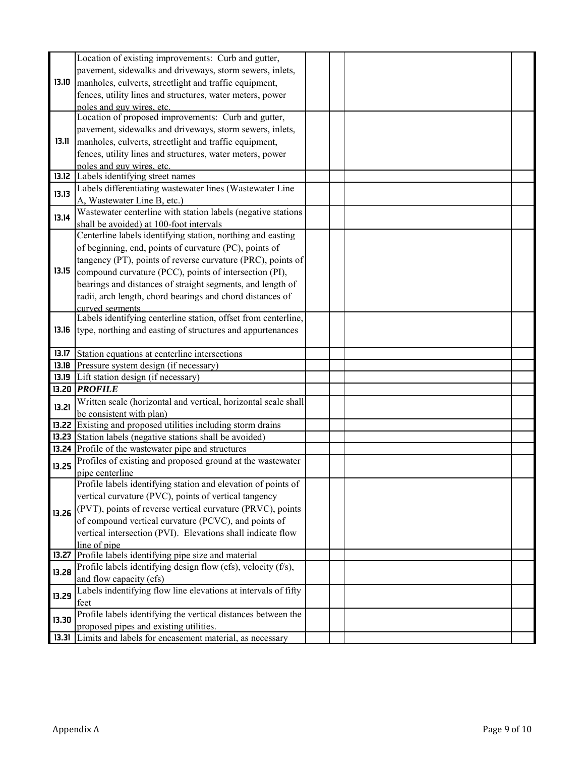| | | | | | |
|---|---|---|---|---|---|
| 13.10 | Location of existing improvements: Curb and gutter, pavement, sidewalks and driveways, storm sewers, inlets, manholes, culverts, streetlight and traffic equipment, fences, utility lines and structures, water meters, power poles and guy wires, etc. | | | | |
| 13.11 | Location of proposed improvements: Curb and gutter, pavement, sidewalks and driveways, storm sewers, inlets, manholes, culverts, streetlight and traffic equipment, fences, utility lines and structures, water meters, power poles and guy wires, etc. | | | | |
| 13.12 | Labels identifying street names | | | | |
| 13.13 | Labels differentiating wastewater lines (Wastewater Line A, Wastewater Line B, etc.) | | | | |
| 13.14 | Wastewater centerline with station labels (negative stations shall be avoided) at 100-foot intervals | | | | |
| 13.15 | Centerline labels identifying station, northing and easting of beginning, end, points of curvature (PC), points of tangency (PT), points of reverse curvature (PRC), points of compound curvature (PCC), points of intersection (PI), bearings and distances of straight segments, and length of radii, arch length, chord bearings and chord distances of curved segments | | | | |
| 13.16 | Labels identifying centerline station, offset from centerline, type, northing and easting of structures and appurtenances | | | | |
| 13.17 | Station equations at centerline intersections | | | | |
| 13.18 | Pressure system design (if necessary) | | | | |
| 13.19 | Lift station design (if necessary) | | | | |
| 13.20 | ***PROFILE*** | | | | |
| 13.21 | Written scale (horizontal and vertical, horizontal scale shall be consistent with plan) | | | | |
| 13.22 | Existing and proposed utilities including storm drains | | | | |
| 13.23 | Station labels (negative stations shall be avoided) | | | | |
| 13.24 | Profile of the wastewater pipe and structures | | | | |
| 13.25 | Profiles of existing and proposed ground at the wastewater pipe centerline | | | | |
| 13.26 | Profile labels identifying station and elevation of points of vertical curvature (PVC), points of vertical tangency (PVT), points of reverse vertical curvature (PRVC), points of compound vertical curvature (PCVC), and points of vertical intersection (PVI). Elevations shall indicate flow line of pipe | | | | |
| 13.27 | Profile labels identifying pipe size and material | | | | |
| 13.28 | Profile labels identifying design flow (cfs), velocity (f/s), and flow capacity (cfs) | | | | |
| 13.29 | Labels indentifying flow line elevations at intervals of fifty feet | | | | |
| 13.30 | Profile labels identifying the vertical distances between the proposed pipes and existing utilities. | | | | |
| 13.31 | Limits and labels for encasement material, as necessary | | | | |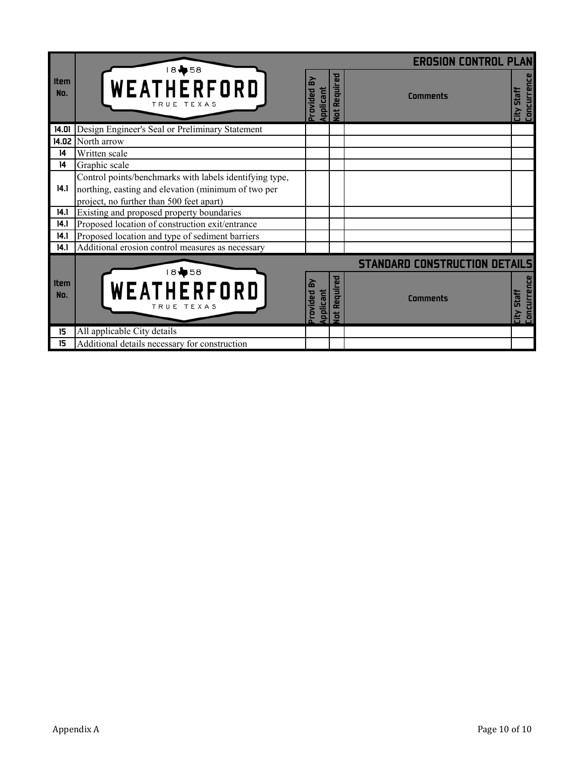## EROSION CONTROL PLAN

| Item No. | WEATHERFORD 1858 TRUE TEXAS | Provided By Applicant | Not Required | Comments | City Staff Concurrence |
|---|---|---|---|---|---|
| 14.01 | Design Engineer's Seal or Preliminary Statement | | | | |
| 14.02 | North arrow | | | | |
| 14 | Written scale | | | | |
| 14 | Graphic scale | | | | |
| 14.1 | Control points/benchmarks with labels identifying type, northing, easting and elevation (minimum of two per project, no further than 500 feet apart) | | | | |
| 14.1 | Existing and proposed property boundaries | | | | |
| 14.1 | Proposed location of construction exit/entrance | | | | |
| 14.1 | Proposed location and type of sediment barriers | | | | |
| 14.1 | Additional erosion control measures as necessary | | | | |

## STANDARD CONSTRUCTION DETAILS

| Item No. | WEATHERFORD 1858 TRUE TEXAS | Provided By Applicant | Not Required | Comments | City Staff Concurrence |
|---|---|---|---|---|---|
| 15 | All applicable City details | | | | |
| 15 | Additional details necessary for construction | | | | |

Appendix A